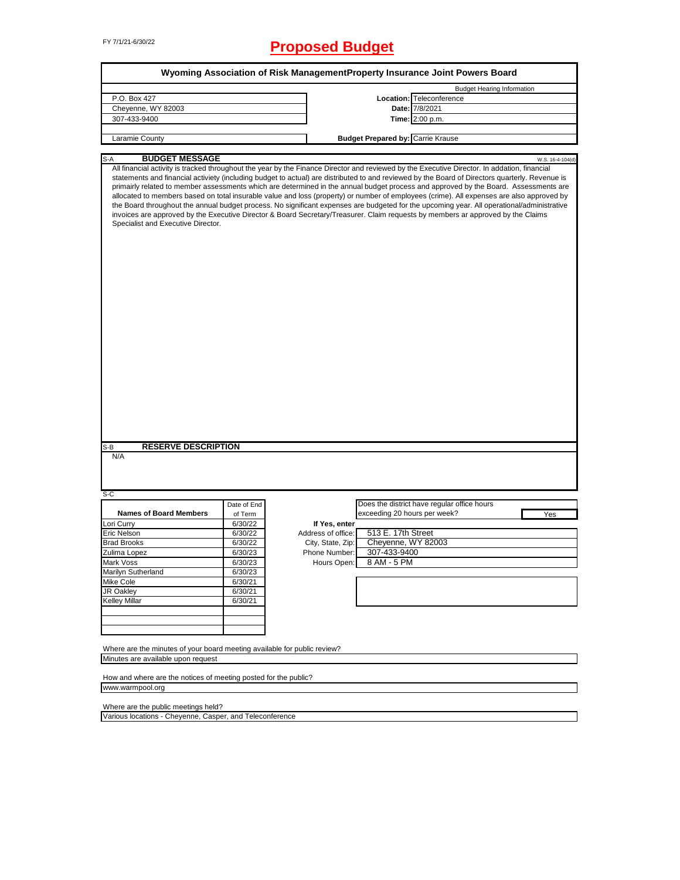FY 7/1/21-6/30/22

# Proposed Budget

## Wyoming Association of Risk ManagementProperty Insurance Joint Powers Board

| | | |
|---|---|---|
| | | Budget Hearing Information |
| P.O. Box 427 | **Location:** | Teleconference |
| Cheyenne, WY 82003 | **Date:** | 7/8/2021 |
| 307-433-9400 | **Time:** | 2:00 p.m. |
| | | |
| Laramie County | **Budget Prepared by:** | Carrie Krause |

### S-A BUDGET MESSAGE

W.S. 16-4-104(d)

All financial activity is tracked throughout the year by the Finance Director and reviewed by the Executive Director. In addation, financial statements and financial activiety (including budget to actual) are distributed to and reviewed by the Board of Directors quarterly. Revenue is primairly related to member assessments which are determined in the annual budget process and approved by the Board. Assessments are allocated to members based on total insurable value and loss (property) or number of employees (crime). All expenses are also approved by the Board throughout the annual budget process. No significant expenses are budgeted for the upcoming year. All operational/administrative invoices are approved by the Executive Director & Board Secretary/Treasurer. Claim requests by members ar approved by the Claims Specialist and Executive Director.

### S-B RESERVE DESCRIPTION

N/A

### S-C

| Names of Board Members | Date of End of Term |
|---|---|
| Lori Curry | 6/30/22 |
| Eric Nelson | 6/30/22 |
| Brad Brooks | 6/30/22 |
| Zulima Lopez | 6/30/23 |
| Mark Voss | 6/30/23 |
| Marilyn Sutherland | 6/30/23 |
| Mike Cole | 6/30/21 |
| JR Oakley | 6/30/21 |
| Kelley Millar | 6/30/21 |
| | |
| | |
| | |

Does the district have regular office hours exceeding 20 hours per week? Yes

**If Yes, enter**

| | |
|---|---|
| Address of office: | 513 E. 17th Street |
| City, State, Zip: | Cheyenne, WY 82003 |
| Phone Number: | 307-433-9400 |
| Hours Open: | 8 AM - 5 PM |

Where are the minutes of your board meeting available for public review?

Minutes are available upon request

How and where are the notices of meeting posted for the public?

www.warmpool.org

Where are the public meetings held?

Various locations - Cheyenne, Casper, and Teleconference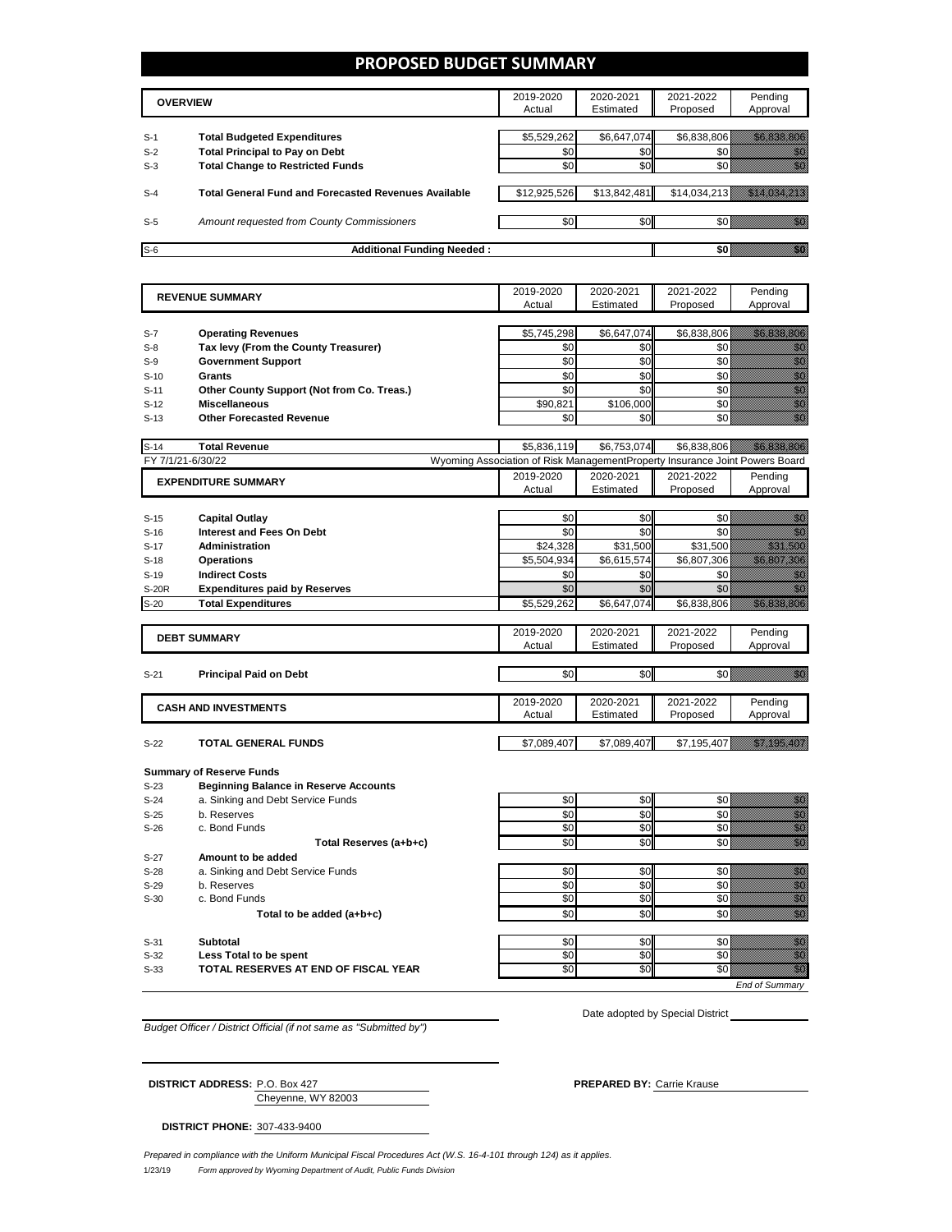# PROPOSED BUDGET SUMMARY

| | OVERVIEW | 2019-2020 Actual | 2020-2021 Estimated | 2021-2022 Proposed | Pending Approval |
|---|---|---|---|---|---|
| S-1 | **Total Budgeted Expenditures** | $5,529,262 | $6,647,074 | $6,838,806 | $6,838,806 |
| S-2 | **Total Principal to Pay on Debt** | $0 | $0 | $0 | $0 |
| S-3 | **Total Change to Restricted Funds** | $0 | $0 | $0 | $0 |
| S-4 | **Total General Fund and Forecasted Revenues Available** | $12,925,526 | $13,842,481 | $14,034,213 | $14,034,213 |
| S-5 | *Amount requested from County Commissioners* | $0 | $0 | $0 | $0 |
| S-6 | **Additional Funding Needed :** | | | $0 | $0 |

| | REVENUE SUMMARY | 2019-2020 Actual | 2020-2021 Estimated | 2021-2022 Proposed | Pending Approval |
|---|---|---|---|---|---|
| S-7 | **Operating Revenues** | $5,745,298 | $6,647,074 | $6,838,806 | $6,838,806 |
| S-8 | **Tax levy (From the County Treasurer)** | $0 | $0 | $0 | $0 |
| S-9 | **Government Support** | $0 | $0 | $0 | $0 |
| S-10 | **Grants** | $0 | $0 | $0 | $0 |
| S-11 | **Other County Support (Not from Co. Treas.)** | $0 | $0 | $0 | $0 |
| S-12 | **Miscellaneous** | $90,821 | $106,000 | $0 | $0 |
| S-13 | **Other Forecasted Revenue** | $0 | $0 | $0 | $0 |
| S-14 | **Total Revenue** | $5,836,119 | $6,753,074 | $6,838,806 | $6,838,806 |

FY 7/1/21-6/30/22 — Wyoming Association of Risk ManagementProperty Insurance Joint Powers Board

| | EXPENDITURE SUMMARY | 2019-2020 Actual | 2020-2021 Estimated | 2021-2022 Proposed | Pending Approval |
|---|---|---|---|---|---|
| S-15 | **Capital Outlay** | $0 | $0 | $0 | $0 |
| S-16 | **Interest and Fees On Debt** | $0 | $0 | $0 | $0 |
| S-17 | **Administration** | $24,328 | $31,500 | $31,500 | $31,500 |
| S-18 | **Operations** | $5,504,934 | $6,615,574 | $6,807,306 | $6,807,306 |
| S-19 | **Indirect Costs** | $0 | $0 | $0 | $0 |
| S-20R | **Expenditures paid by Reserves** | $0 | $0 | $0 | $0 |
| S-20 | **Total Expenditures** | $5,529,262 | $6,647,074 | $6,838,806 | $6,838,806 |

| | DEBT SUMMARY | 2019-2020 Actual | 2020-2021 Estimated | 2021-2022 Proposed | Pending Approval |
|---|---|---|---|---|---|
| S-21 | **Principal Paid on Debt** | $0 | $0 | $0 | $0 |

| | CASH AND INVESTMENTS | 2019-2020 Actual | 2020-2021 Estimated | 2021-2022 Proposed | Pending Approval |
|---|---|---|---|---|---|
| S-22 | **TOTAL GENERAL FUNDS** | $7,089,407 | $7,089,407 | $7,195,407 | $7,195,407 |
| | **Summary of Reserve Funds** | | | | |
| S-23 | **Beginning Balance in Reserve Accounts** | | | | |
| S-24 | a. Sinking and Debt Service Funds | $0 | $0 | $0 | $0 |
| S-25 | b. Reserves | $0 | $0 | $0 | $0 |
| S-26 | c. Bond Funds | $0 | $0 | $0 | $0 |
| | **Total Reserves (a+b+c)** | $0 | $0 | $0 | $0 |
| S-27 | **Amount to be added** | | | | |
| S-28 | a. Sinking and Debt Service Funds | $0 | $0 | $0 | $0 |
| S-29 | b. Reserves | $0 | $0 | $0 | $0 |
| S-30 | c. Bond Funds | $0 | $0 | $0 | $0 |
| | **Total to be added (a+b+c)** | $0 | $0 | $0 | $0 |
| S-31 | **Subtotal** | $0 | $0 | $0 | $0 |
| S-32 | **Less Total to be spent** | $0 | $0 | $0 | $0 |
| S-33 | **TOTAL RESERVES AT END OF FISCAL YEAR** | $0 | $0 | $0 | $0 |

*End of Summary*

*Budget Officer / District Official (if not same as "Submitted by")*

Date adopted by Special District

**DISTRICT ADDRESS:** P.O. Box 427
Cheyenne, WY 82003

**PREPARED BY:** Carrie Krause

**DISTRICT PHONE:** 307-433-9400

*Prepared in compliance with the Uniform Municipal Fiscal Procedures Act (W.S. 16-4-101 through 124) as it applies.*

1/23/19 *Form approved by Wyoming Department of Audit, Public Funds Division*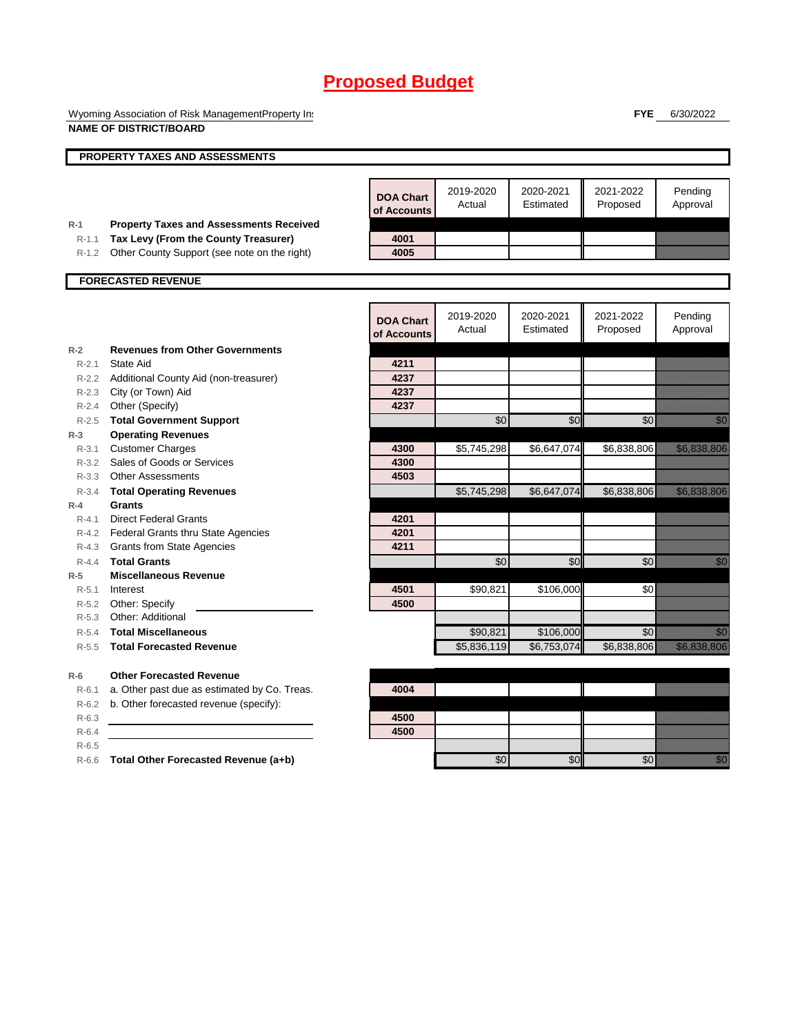# Proposed Budget

Wyoming Association of Risk ManagementProperty In:
**NAME OF DISTRICT/BOARD**

**FYE** 6/30/2022

## PROPERTY TAXES AND ASSESSMENTS

| | | DOA Chart of Accounts | 2019-2020 Actual | 2020-2021 Estimated | 2021-2022 Proposed | Pending Approval |
|---|---|---|---|---|---|---|
| R-1 | **Property Taxes and Assessments Received** | | | | | |
| R-1.1 | **Tax Levy (From the County Treasurer)** | 4001 | | | | |
| R-1.2 | Other County Support (see note on the right) | 4005 | | | | |

## FORECASTED REVENUE

| | | DOA Chart of Accounts | 2019-2020 Actual | 2020-2021 Estimated | 2021-2022 Proposed | Pending Approval |
|---|---|---|---|---|---|---|
| R-2 | **Revenues from Other Governments** | | | | | |
| R-2.1 | State Aid | 4211 | | | | |
| R-2.2 | Additional County Aid (non-treasurer) | 4237 | | | | |
| R-2.3 | City (or Town) Aid | 4237 | | | | |
| R-2.4 | Other (Specify) | 4237 | | | | |
| R-2.5 | **Total Government Support** | | $0 | $0 | $0 | $0 |
| R-3 | **Operating Revenues** | | | | | |
| R-3.1 | Customer Charges | 4300 | $5,745,298 | $6,647,074 | $6,838,806 | $6,838,806 |
| R-3.2 | Sales of Goods or Services | 4300 | | | | |
| R-3.3 | Other Assessments | 4503 | | | | |
| R-3.4 | **Total Operating Revenues** | | $5,745,298 | $6,647,074 | $6,838,806 | $6,838,806 |
| R-4 | **Grants** | | | | | |
| R-4.1 | Direct Federal Grants | 4201 | | | | |
| R-4.2 | Federal Grants thru State Agencies | 4201 | | | | |
| R-4.3 | Grants from State Agencies | 4211 | | | | |
| R-4.4 | **Total Grants** | | $0 | $0 | $0 | $0 |
| R-5 | **Miscellaneous Revenue** | | | | | |
| R-5.1 | Interest | 4501 | $90,821 | $106,000 | $0 | |
| R-5.2 | Other: Specify | 4500 | | | | |
| R-5.3 | Other: Additional | | | | | |
| R-5.4 | **Total Miscellaneous** | | $90,821 | $106,000 | $0 | $0 |
| R-5.5 | **Total Forecasted Revenue** | | $5,836,119 | $6,753,074 | $6,838,806 | $6,838,806 |
| R-6 | **Other Forecasted Revenue** | | | | | |
| R-6.1 | a. Other past due as estimated by Co. Treas. | 4004 | | | | |
| R-6.2 | b. Other forecasted revenue (specify): | | | | | |
| R-6.3 | | 4500 | | | | |
| R-6.4 | | 4500 | | | | |
| R-6.5 | | | | | | |
| R-6.6 | **Total Other Forecasted Revenue (a+b)** | | $0 | $0 | $0 | $0 |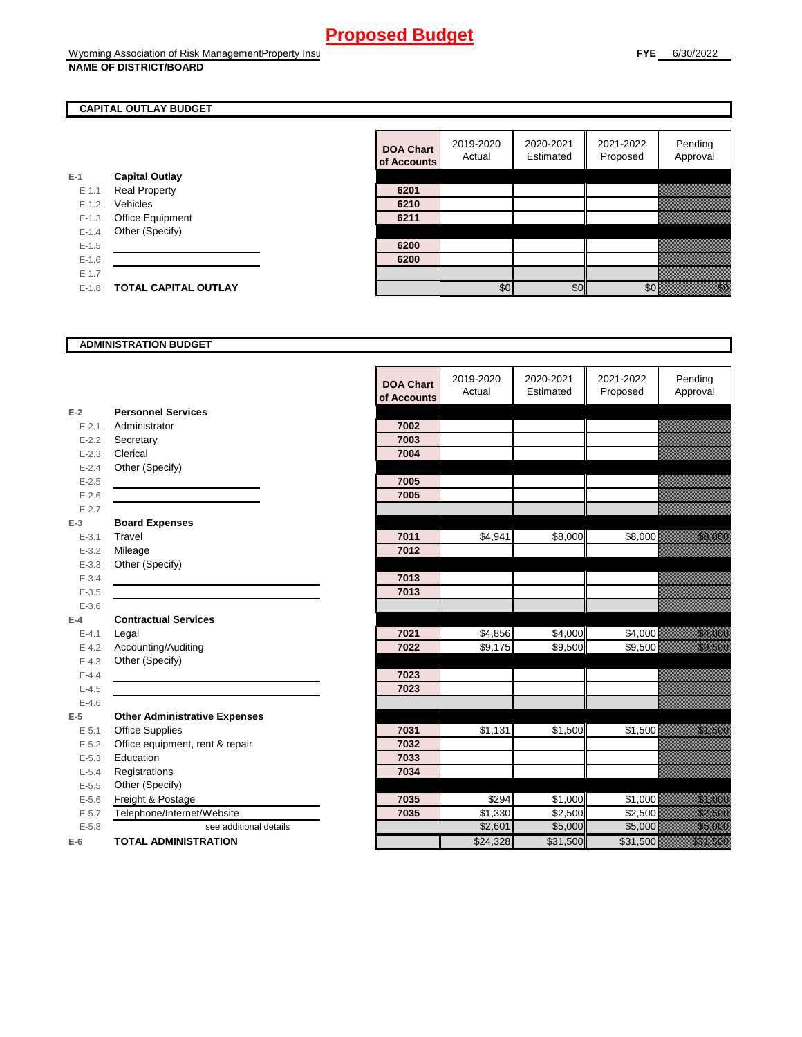# Proposed Budget

Wyoming Association of Risk ManagementProperty Insu
**NAME OF DISTRICT/BOARD**

**FYE** 6/30/2022

## CAPITAL OUTLAY BUDGET

| | | DOA Chart of Accounts | 2019-2020 Actual | 2020-2021 Estimated | 2021-2022 Proposed | Pending Approval |
|---|---|---|---|---|---|---|
| E-1 | **Capital Outlay** | | | | | |
| E-1.1 | Real Property | 6201 | | | | |
| E-1.2 | Vehicles | 6210 | | | | |
| E-1.3 | Office Equipment | 6211 | | | | |
| E-1.4 | Other (Specify) | | | | | |
| E-1.5 | | 6200 | | | | |
| E-1.6 | | 6200 | | | | |
| E-1.7 | | | | | | |
| E-1.8 | **TOTAL CAPITAL OUTLAY** | | $0 | $0 | $0 | $0 |

## ADMINISTRATION BUDGET

| | | DOA Chart of Accounts | 2019-2020 Actual | 2020-2021 Estimated | 2021-2022 Proposed | Pending Approval |
|---|---|---|---|---|---|---|
| E-2 | **Personnel Services** | | | | | |
| E-2.1 | Administrator | 7002 | | | | |
| E-2.2 | Secretary | 7003 | | | | |
| E-2.3 | Clerical | 7004 | | | | |
| E-2.4 | Other (Specify) | | | | | |
| E-2.5 | | 7005 | | | | |
| E-2.6 | | 7005 | | | | |
| E-2.7 | | | | | | |
| E-3 | **Board Expenses** | | | | | |
| E-3.1 | Travel | 7011 | $4,941 | $8,000 | $8,000 | $8,000 |
| E-3.2 | Mileage | 7012 | | | | |
| E-3.3 | Other (Specify) | | | | | |
| E-3.4 | | 7013 | | | | |
| E-3.5 | | 7013 | | | | |
| E-3.6 | | | | | | |
| E-4 | **Contractual Services** | | | | | |
| E-4.1 | Legal | 7021 | $4,856 | $4,000 | $4,000 | $4,000 |
| E-4.2 | Accounting/Auditing | 7022 | $9,175 | $9,500 | $9,500 | $9,500 |
| E-4.3 | Other (Specify) | | | | | |
| E-4.4 | | 7023 | | | | |
| E-4.5 | | 7023 | | | | |
| E-4.6 | | | | | | |
| E-5 | **Other Administrative Expenses** | | | | | |
| E-5.1 | Office Supplies | 7031 | $1,131 | $1,500 | $1,500 | $1,500 |
| E-5.2 | Office equipment, rent & repair | 7032 | | | | |
| E-5.3 | Education | 7033 | | | | |
| E-5.4 | Registrations | 7034 | | | | |
| E-5.5 | Other (Specify) | | | | | |
| E-5.6 | Freight & Postage | 7035 | $294 | $1,000 | $1,000 | $1,000 |
| E-5.7 | Telephone/Internet/Website | 7035 | $1,330 | $2,500 | $2,500 | $2,500 |
| E-5.8 | see additional details | | $2,601 | $5,000 | $5,000 | $5,000 |
| E-6 | **TOTAL ADMINISTRATION** | | $24,328 | $31,500 | $31,500 | $31,500 |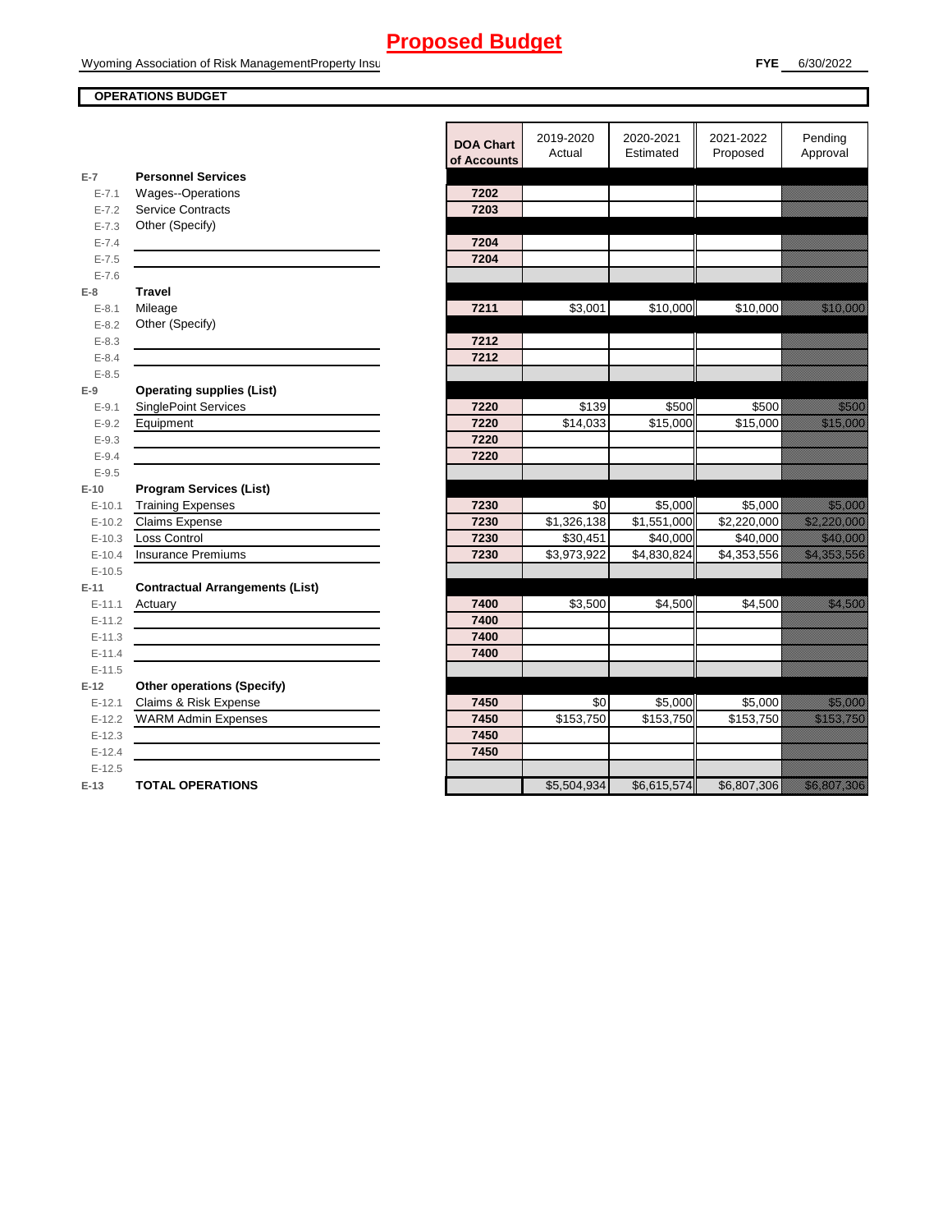# Proposed Budget

Wyoming Association of Risk ManagementProperty Insu

**FYE** 6/30/2022

**OPERATIONS BUDGET**

| | | DOA Chart of Accounts | 2019-2020 Actual | 2020-2021 Estimated | 2021-2022 Proposed | Pending Approval |
|---|---|---|---|---|---|---|
| **E-7** | **Personnel Services** | | | | | |
| E-7.1 | Wages--Operations | 7202 | | | | |
| E-7.2 | Service Contracts | 7203 | | | | |
| E-7.3 | Other (Specify) | | | | | |
| E-7.4 | | 7204 | | | | |
| E-7.5 | | 7204 | | | | |
| E-7.6 | | | | | | |
| **E-8** | **Travel** | | | | | |
| E-8.1 | Mileage | 7211 | $3,001 | $10,000 | $10,000 | $10,000 |
| E-8.2 | Other (Specify) | | | | | |
| E-8.3 | | 7212 | | | | |
| E-8.4 | | 7212 | | | | |
| E-8.5 | | | | | | |
| **E-9** | **Operating supplies (List)** | | | | | |
| E-9.1 | SinglePoint Services | 7220 | $139 | $500 | $500 | $500 |
| E-9.2 | Equipment | 7220 | $14,033 | $15,000 | $15,000 | $15,000 |
| E-9.3 | | 7220 | | | | |
| E-9.4 | | 7220 | | | | |
| E-9.5 | | | | | | |
| **E-10** | **Program Services (List)** | | | | | |
| E-10.1 | Training Expenses | 7230 | $0 | $5,000 | $5,000 | $5,000 |
| E-10.2 | Claims Expense | 7230 | $1,326,138 | $1,551,000 | $2,220,000 | $2,220,000 |
| E-10.3 | Loss Control | 7230 | $30,451 | $40,000 | $40,000 | $40,000 |
| E-10.4 | Insurance Premiums | 7230 | $3,973,922 | $4,830,824 | $4,353,556 | $4,353,556 |
| E-10.5 | | | | | | |
| **E-11** | **Contractual Arrangements (List)** | | | | | |
| E-11.1 | Actuary | 7400 | $3,500 | $4,500 | $4,500 | $4,500 |
| E-11.2 | | 7400 | | | | |
| E-11.3 | | 7400 | | | | |
| E-11.4 | | 7400 | | | | |
| E-11.5 | | | | | | |
| **E-12** | **Other operations (Specify)** | | | | | |
| E-12.1 | Claims & Risk Expense | 7450 | $0 | $5,000 | $5,000 | $5,000 |
| E-12.2 | WARM Admin Expenses | 7450 | $153,750 | $153,750 | $153,750 | $153,750 |
| E-12.3 | | 7450 | | | | |
| E-12.4 | | 7450 | | | | |
| E-12.5 | | | | | | |
| **E-13** | **TOTAL OPERATIONS** | | $5,504,934 | $6,615,574 | $6,807,306 | $6,807,306 |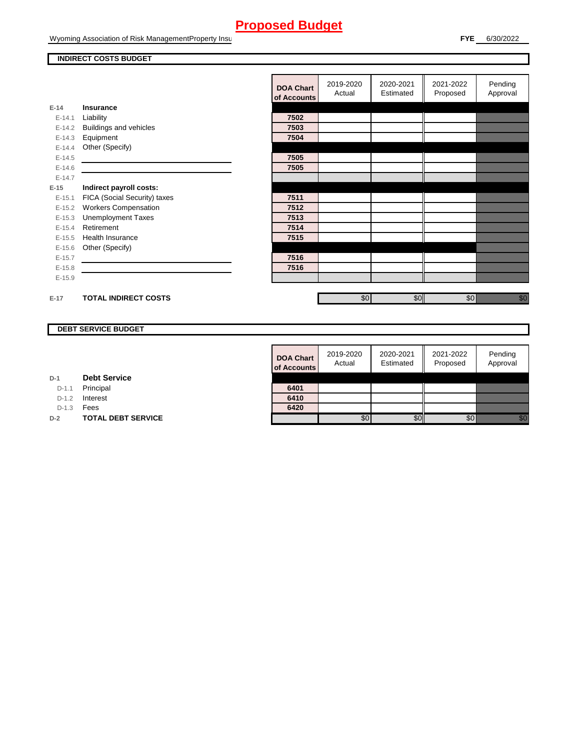# Proposed Budget

Wyoming Association of Risk ManagementProperty Insu

**FYE** 6/30/2022

## INDIRECT COSTS BUDGET

| | | DOA Chart of Accounts | 2019-2020 Actual | 2020-2021 Estimated | 2021-2022 Proposed | Pending Approval |
|---|---|---|---|---|---|---|
| E-14 | **Insurance** | | | | | |
| E-14.1 | Liability | 7502 | | | | |
| E-14.2 | Buildings and vehicles | 7503 | | | | |
| E-14.3 | Equipment | 7504 | | | | |
| E-14.4 | Other (Specify) | | | | | |
| E-14.5 | | 7505 | | | | |
| E-14.6 | | 7505 | | | | |
| E-14.7 | | | | | | |
| E-15 | **Indirect payroll costs:** | | | | | |
| E-15.1 | FICA (Social Security) taxes | 7511 | | | | |
| E-15.2 | Workers Compensation | 7512 | | | | |
| E-15.3 | Unemployment Taxes | 7513 | | | | |
| E-15.4 | Retirement | 7514 | | | | |
| E-15.5 | Health Insurance | 7515 | | | | |
| E-15.6 | Other (Specify) | | | | | |
| E-15.7 | | 7516 | | | | |
| E-15.8 | | 7516 | | | | |
| E-15.9 | | | | | | |
| E-17 | **TOTAL INDIRECT COSTS** | | $0 | $0 | $0 | $0 |

## DEBT SERVICE BUDGET

| | | DOA Chart of Accounts | 2019-2020 Actual | 2020-2021 Estimated | 2021-2022 Proposed | Pending Approval |
|---|---|---|---|---|---|---|
| D-1 | **Debt Service** | | | | | |
| D-1.1 | Principal | 6401 | | | | |
| D-1.2 | Interest | 6410 | | | | |
| D-1.3 | Fees | 6420 | | | | |
| D-2 | **TOTAL DEBT SERVICE** | | $0 | $0 | $0 | $0 |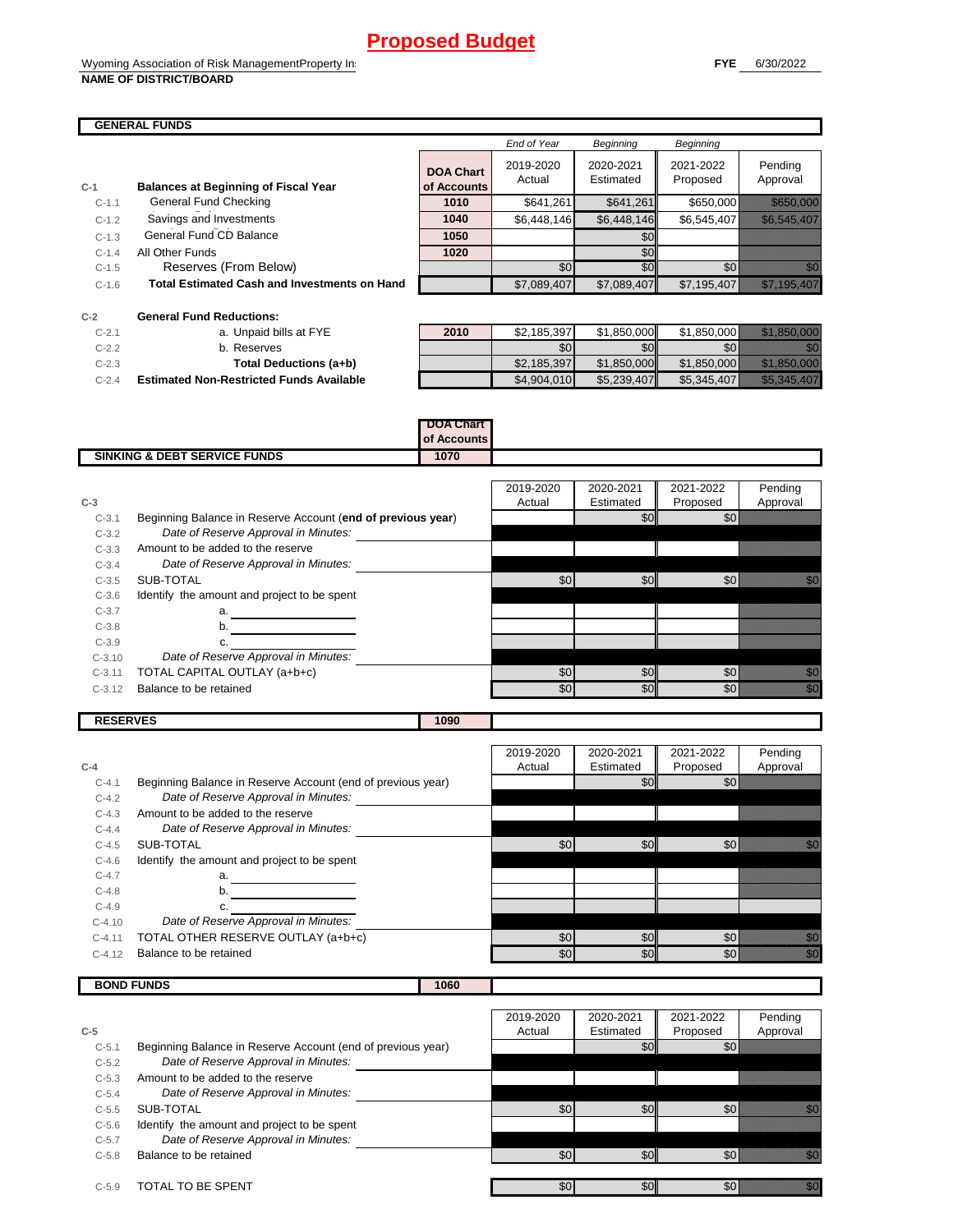# Proposed Budget

Wyoming Association of Risk ManagementProperty In:

**NAME OF DISTRICT/BOARD**

**FYE** 6/30/2022

**GENERAL FUNDS**

| | | DOA Chart of Accounts | End of Year 2019-2020 Actual | Beginning 2020-2021 Estimated | Beginning 2021-2022 Proposed | Pending Approval |
|---|---|---|---|---|---|---|
| C-1 | **Balances at Beginning of Fiscal Year** | | | | | |
| C-1.1 | General Fund Checking | 1010 | $641,261 | $641,261 | $650,000 | $650,000 |
| C-1.2 | Savings and Investments | 1040 | $6,448,146 | $6,448,146 | $6,545,407 | $6,545,407 |
| C-1.3 | General Fund CD Balance | 1050 | | $0 | | |
| C-1.4 | All Other Funds | 1020 | | $0 | | |
| C-1.5 | Reserves (From Below) | | $0 | $0 | $0 | $0 |
| C-1.6 | **Total Estimated Cash and Investments on Hand** | | $7,089,407 | $7,089,407 | $7,195,407 | $7,195,407 |
| C-2 | **General Fund Reductions:** | | | | | |
| C-2.1 | a. Unpaid bills at FYE | 2010 | $2,185,397 | $1,850,000 | $1,850,000 | $1,850,000 |
| C-2.2 | b. Reserves | | $0 | $0 | $0 | $0 |
| C-2.3 | **Total Deductions (a+b)** | | $2,185,397 | $1,850,000 | $1,850,000 | $1,850,000 |
| C-2.4 | **Estimated Non-Restricted Funds Available** | | $4,904,010 | $5,239,407 | $5,345,407 | $5,345,407 |

**SINKING & DEBT SERVICE FUNDS** — DOA Chart of Accounts 1070

| C-3 | | 2019-2020 Actual | 2020-2021 Estimated | 2021-2022 Proposed | Pending Approval |
|---|---|---|---|---|---|
| C-3.1 | Beginning Balance in Reserve Account (**end of previous year**) | | $0 | $0 | |
| C-3.2 | *Date of Reserve Approval in Minutes:* | | | | |
| C-3.3 | Amount to be added to the reserve | | | | |
| C-3.4 | *Date of Reserve Approval in Minutes:* | | | | |
| C-3.5 | SUB-TOTAL | $0 | $0 | $0 | $0 |
| C-3.6 | Identify the amount and project to be spent | | | | |
| C-3.7 | a. | | | | |
| C-3.8 | b. | | | | |
| C-3.9 | c. | | | | |
| C-3.10 | *Date of Reserve Approval in Minutes:* | | | | |
| C-3.11 | TOTAL CAPITAL OUTLAY (a+b+c) | $0 | $0 | $0 | $0 |
| C-3.12 | Balance to be retained | $0 | $0 | $0 | $0 |

**RESERVES** — 1090

| C-4 | | 2019-2020 Actual | 2020-2021 Estimated | 2021-2022 Proposed | Pending Approval |
|---|---|---|---|---|---|
| C-4.1 | Beginning Balance in Reserve Account (end of previous year) | | $0 | $0 | |
| C-4.2 | *Date of Reserve Approval in Minutes:* | | | | |
| C-4.3 | Amount to be added to the reserve | | | | |
| C-4.4 | *Date of Reserve Approval in Minutes:* | | | | |
| C-4.5 | SUB-TOTAL | $0 | $0 | $0 | $0 |
| C-4.6 | Identify the amount and project to be spent | | | | |
| C-4.7 | a. | | | | |
| C-4.8 | b. | | | | |
| C-4.9 | c. | | | | |
| C-4.10 | *Date of Reserve Approval in Minutes:* | | | | |
| C-4.11 | TOTAL OTHER RESERVE OUTLAY (a+b+c) | $0 | $0 | $0 | $0 |
| C-4.12 | Balance to be retained | $0 | $0 | $0 | $0 |

**BOND FUNDS** — 1060

| C-5 | | 2019-2020 Actual | 2020-2021 Estimated | 2021-2022 Proposed | Pending Approval |
|---|---|---|---|---|---|
| C-5.1 | Beginning Balance in Reserve Account (end of previous year) | | $0 | $0 | |
| C-5.2 | *Date of Reserve Approval in Minutes:* | | | | |
| C-5.3 | Amount to be added to the reserve | | | | |
| C-5.4 | *Date of Reserve Approval in Minutes:* | | | | |
| C-5.5 | SUB-TOTAL | $0 | $0 | $0 | $0 |
| C-5.6 | Identify the amount and project to be spent | | | | |
| C-5.7 | *Date of Reserve Approval in Minutes:* | | | | |
| C-5.8 | Balance to be retained | $0 | $0 | $0 | $0 |
| C-5.9 | TOTAL TO BE SPENT | $0 | $0 | $0 | $0 |